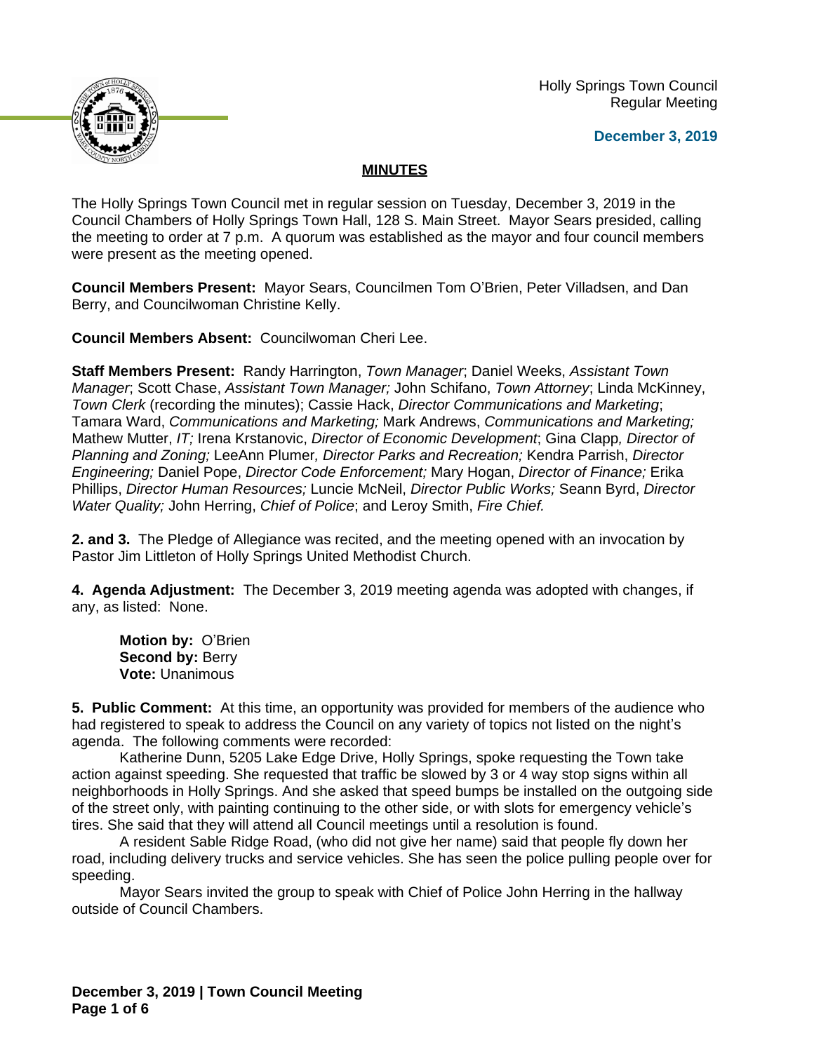Holly Springs Town Council
Regular Meeting

**December 3, 2019**

## MINUTES

The Holly Springs Town Council met in regular session on Tuesday, December 3, 2019 in the Council Chambers of Holly Springs Town Hall, 128 S. Main Street. Mayor Sears presided, calling the meeting to order at 7 p.m. A quorum was established as the mayor and four council members were present as the meeting opened.

**Council Members Present:** Mayor Sears, Councilmen Tom O'Brien, Peter Villadsen, and Dan Berry, and Councilwoman Christine Kelly.

**Council Members Absent:** Councilwoman Cheri Lee.

**Staff Members Present:** Randy Harrington, *Town Manager*; Daniel Weeks, *Assistant Town Manager*; Scott Chase, *Assistant Town Manager;* John Schifano, *Town Attorney*; Linda McKinney, *Town Clerk* (recording the minutes); Cassie Hack, *Director Communications and Marketing*; Tamara Ward, *Communications and Marketing;* Mark Andrews, *Communications and Marketing;* Mathew Mutter, *IT;* Irena Krstanovic, *Director of Economic Development*; Gina Clapp*, Director of Planning and Zoning;* LeeAnn Plumer*, Director Parks and Recreation;* Kendra Parrish, *Director Engineering;* Daniel Pope, *Director Code Enforcement;* Mary Hogan, *Director of Finance;* Erika Phillips, *Director Human Resources;* Luncie McNeil, *Director Public Works;* Seann Byrd, *Director Water Quality;* John Herring, *Chief of Police*; and Leroy Smith, *Fire Chief.*

**2. and 3.** The Pledge of Allegiance was recited, and the meeting opened with an invocation by Pastor Jim Littleton of Holly Springs United Methodist Church.

**4. Agenda Adjustment:** The December 3, 2019 meeting agenda was adopted with changes, if any, as listed: None.

> **Motion by:** O'Brien
> **Second by:** Berry
> **Vote:** Unanimous

**5. Public Comment:** At this time, an opportunity was provided for members of the audience who had registered to speak to address the Council on any variety of topics not listed on the night's agenda. The following comments were recorded:

Katherine Dunn, 5205 Lake Edge Drive, Holly Springs, spoke requesting the Town take action against speeding. She requested that traffic be slowed by 3 or 4 way stop signs within all neighborhoods in Holly Springs. And she asked that speed bumps be installed on the outgoing side of the street only, with painting continuing to the other side, or with slots for emergency vehicle's tires. She said that they will attend all Council meetings until a resolution is found.

A resident Sable Ridge Road, (who did not give her name) said that people fly down her road, including delivery trucks and service vehicles. She has seen the police pulling people over for speeding.

Mayor Sears invited the group to speak with Chief of Police John Herring in the hallway outside of Council Chambers.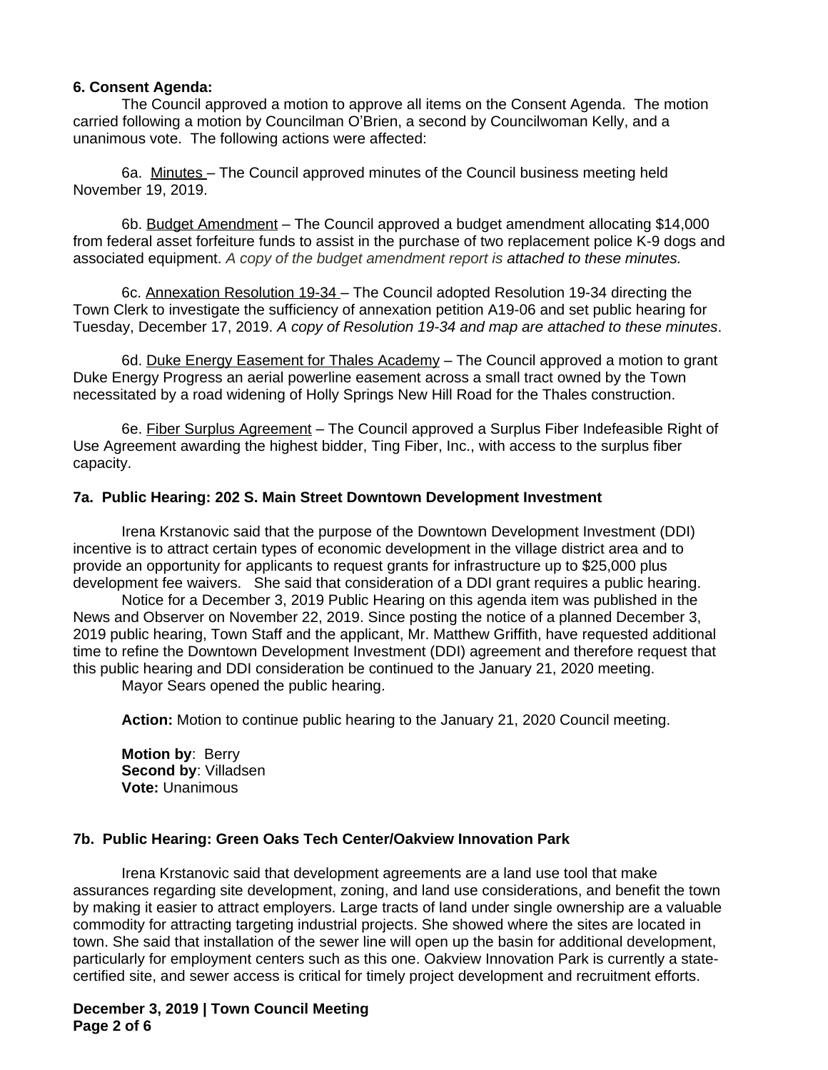**6. Consent Agenda:**

The Council approved a motion to approve all items on the Consent Agenda. The motion carried following a motion by Councilman O'Brien, a second by Councilwoman Kelly, and a unanimous vote. The following actions were affected:

6a. Minutes – The Council approved minutes of the Council business meeting held November 19, 2019.

6b. Budget Amendment – The Council approved a budget amendment allocating $14,000 from federal asset forfeiture funds to assist in the purchase of two replacement police K-9 dogs and associated equipment. *A copy of the budget amendment report is attached to these minutes.*

6c. Annexation Resolution 19-34 – The Council adopted Resolution 19-34 directing the Town Clerk to investigate the sufficiency of annexation petition A19-06 and set public hearing for Tuesday, December 17, 2019. *A copy of Resolution 19-34 and map are attached to these minutes*.

6d. Duke Energy Easement for Thales Academy – The Council approved a motion to grant Duke Energy Progress an aerial powerline easement across a small tract owned by the Town necessitated by a road widening of Holly Springs New Hill Road for the Thales construction.

6e. Fiber Surplus Agreement – The Council approved a Surplus Fiber Indefeasible Right of Use Agreement awarding the highest bidder, Ting Fiber, Inc., with access to the surplus fiber capacity.

**7a. Public Hearing: 202 S. Main Street Downtown Development Investment**

Irena Krstanovic said that the purpose of the Downtown Development Investment (DDI) incentive is to attract certain types of economic development in the village district area and to provide an opportunity for applicants to request grants for infrastructure up to $25,000 plus development fee waivers. She said that consideration of a DDI grant requires a public hearing.

Notice for a December 3, 2019 Public Hearing on this agenda item was published in the News and Observer on November 22, 2019. Since posting the notice of a planned December 3, 2019 public hearing, Town Staff and the applicant, Mr. Matthew Griffith, have requested additional time to refine the Downtown Development Investment (DDI) agreement and therefore request that this public hearing and DDI consideration be continued to the January 21, 2020 meeting.

Mayor Sears opened the public hearing.

**Action:** Motion to continue public hearing to the January 21, 2020 Council meeting.

**Motion by**: Berry
**Second by**: Villadsen
**Vote:** Unanimous

**7b. Public Hearing: Green Oaks Tech Center/Oakview Innovation Park**

Irena Krstanovic said that development agreements are a land use tool that make assurances regarding site development, zoning, and land use considerations, and benefit the town by making it easier to attract employers. Large tracts of land under single ownership are a valuable commodity for attracting targeting industrial projects. She showed where the sites are located in town. She said that installation of the sewer line will open up the basin for additional development, particularly for employment centers such as this one. Oakview Innovation Park is currently a state-certified site, and sewer access is critical for timely project development and recruitment efforts.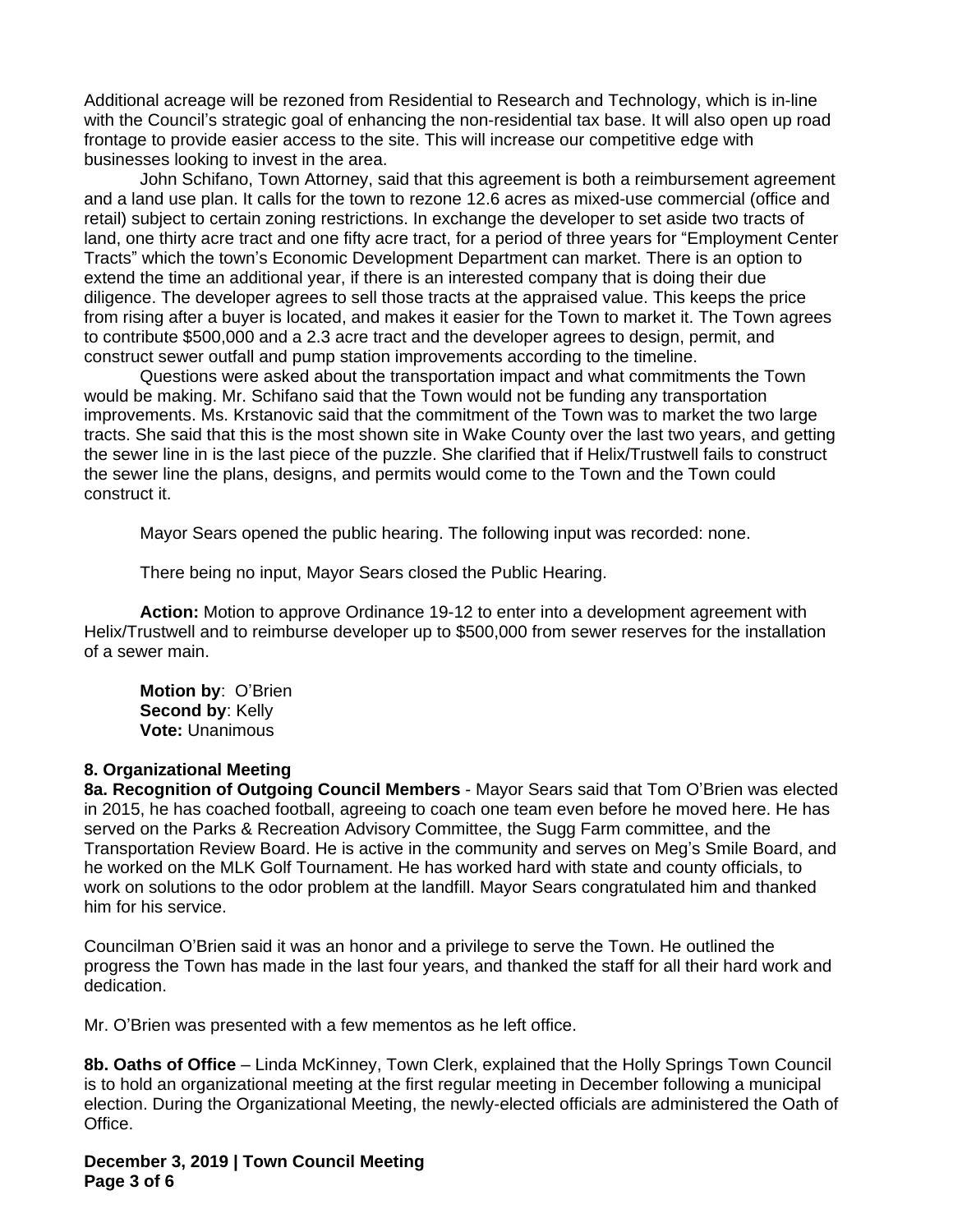Additional acreage will be rezoned from Residential to Research and Technology, which is in-line with the Council's strategic goal of enhancing the non-residential tax base. It will also open up road frontage to provide easier access to the site. This will increase our competitive edge with businesses looking to invest in the area.

John Schifano, Town Attorney, said that this agreement is both a reimbursement agreement and a land use plan. It calls for the town to rezone 12.6 acres as mixed-use commercial (office and retail) subject to certain zoning restrictions. In exchange the developer to set aside two tracts of land, one thirty acre tract and one fifty acre tract, for a period of three years for "Employment Center Tracts" which the town's Economic Development Department can market. There is an option to extend the time an additional year, if there is an interested company that is doing their due diligence. The developer agrees to sell those tracts at the appraised value. This keeps the price from rising after a buyer is located, and makes it easier for the Town to market it. The Town agrees to contribute $500,000 and a 2.3 acre tract and the developer agrees to design, permit, and construct sewer outfall and pump station improvements according to the timeline.

Questions were asked about the transportation impact and what commitments the Town would be making. Mr. Schifano said that the Town would not be funding any transportation improvements. Ms. Krstanovic said that the commitment of the Town was to market the two large tracts. She said that this is the most shown site in Wake County over the last two years, and getting the sewer line in is the last piece of the puzzle. She clarified that if Helix/Trustwell fails to construct the sewer line the plans, designs, and permits would come to the Town and the Town could construct it.

Mayor Sears opened the public hearing. The following input was recorded: none.

There being no input, Mayor Sears closed the Public Hearing.

**Action:** Motion to approve Ordinance 19-12 to enter into a development agreement with Helix/Trustwell and to reimburse developer up to $500,000 from sewer reserves for the installation of a sewer main.

**Motion by**: O'Brien
**Second by**: Kelly
**Vote:** Unanimous

**8. Organizational Meeting**

**8a. Recognition of Outgoing Council Members** - Mayor Sears said that Tom O'Brien was elected in 2015, he has coached football, agreeing to coach one team even before he moved here. He has served on the Parks & Recreation Advisory Committee, the Sugg Farm committee, and the Transportation Review Board. He is active in the community and serves on Meg's Smile Board, and he worked on the MLK Golf Tournament. He has worked hard with state and county officials, to work on solutions to the odor problem at the landfill. Mayor Sears congratulated him and thanked him for his service.

Councilman O'Brien said it was an honor and a privilege to serve the Town. He outlined the progress the Town has made in the last four years, and thanked the staff for all their hard work and dedication.

Mr. O'Brien was presented with a few mementos as he left office.

**8b. Oaths of Office** – Linda McKinney, Town Clerk, explained that the Holly Springs Town Council is to hold an organizational meeting at the first regular meeting in December following a municipal election. During the Organizational Meeting, the newly-elected officials are administered the Oath of Office.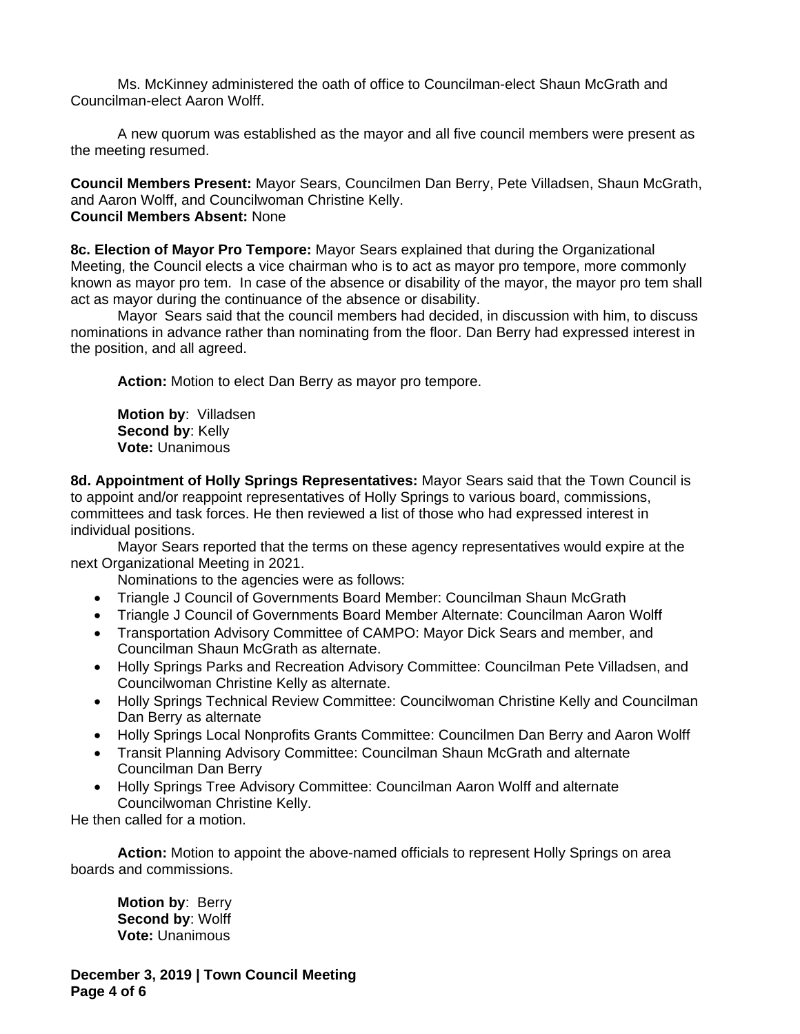Ms. McKinney administered the oath of office to Councilman-elect Shaun McGrath and Councilman-elect Aaron Wolff.

A new quorum was established as the mayor and all five council members were present as the meeting resumed.

**Council Members Present:** Mayor Sears, Councilmen Dan Berry, Pete Villadsen, Shaun McGrath, and Aaron Wolff, and Councilwoman Christine Kelly.
**Council Members Absent:** None

**8c. Election of Mayor Pro Tempore:** Mayor Sears explained that during the Organizational Meeting, the Council elects a vice chairman who is to act as mayor pro tempore, more commonly known as mayor pro tem. In case of the absence or disability of the mayor, the mayor pro tem shall act as mayor during the continuance of the absence or disability.

Mayor Sears said that the council members had decided, in discussion with him, to discuss nominations in advance rather than nominating from the floor. Dan Berry had expressed interest in the position, and all agreed.

**Action:** Motion to elect Dan Berry as mayor pro tempore.

**Motion by**: Villadsen
**Second by**: Kelly
**Vote:** Unanimous

**8d. Appointment of Holly Springs Representatives:** Mayor Sears said that the Town Council is to appoint and/or reappoint representatives of Holly Springs to various board, commissions, committees and task forces. He then reviewed a list of those who had expressed interest in individual positions.

Mayor Sears reported that the terms on these agency representatives would expire at the next Organizational Meeting in 2021.

Nominations to the agencies were as follows:

- Triangle J Council of Governments Board Member: Councilman Shaun McGrath
- Triangle J Council of Governments Board Member Alternate: Councilman Aaron Wolff
- Transportation Advisory Committee of CAMPO: Mayor Dick Sears and member, and Councilman Shaun McGrath as alternate.
- Holly Springs Parks and Recreation Advisory Committee: Councilman Pete Villadsen, and Councilwoman Christine Kelly as alternate.
- Holly Springs Technical Review Committee: Councilwoman Christine Kelly and Councilman Dan Berry as alternate
- Holly Springs Local Nonprofits Grants Committee: Councilmen Dan Berry and Aaron Wolff
- Transit Planning Advisory Committee: Councilman Shaun McGrath and alternate Councilman Dan Berry
- Holly Springs Tree Advisory Committee: Councilman Aaron Wolff and alternate Councilwoman Christine Kelly.

He then called for a motion.

**Action:** Motion to appoint the above-named officials to represent Holly Springs on area boards and commissions.

**Motion by**: Berry
**Second by**: Wolff
**Vote:** Unanimous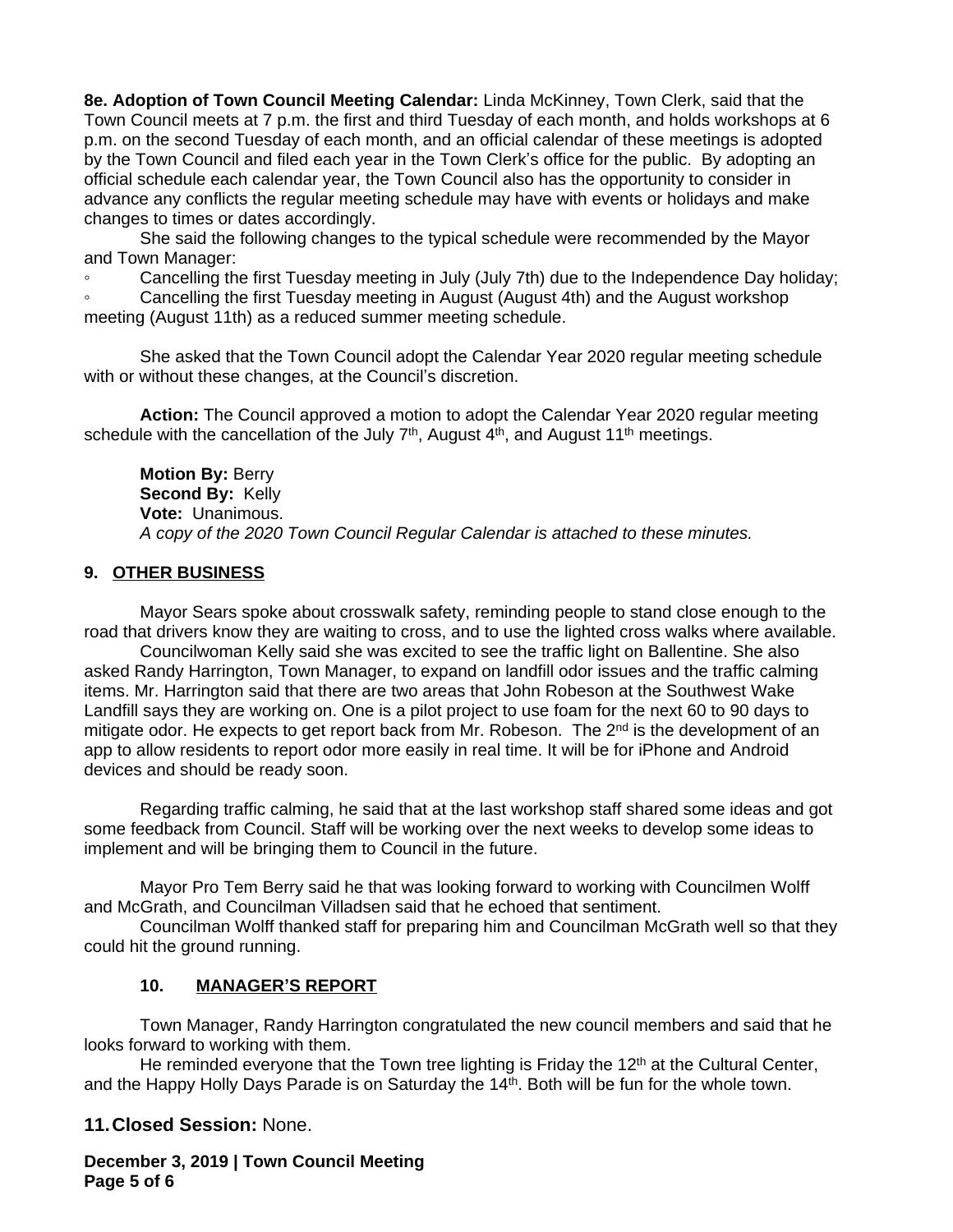**8e. Adoption of Town Council Meeting Calendar:** Linda McKinney, Town Clerk, said that the Town Council meets at 7 p.m. the first and third Tuesday of each month, and holds workshops at 6 p.m. on the second Tuesday of each month, and an official calendar of these meetings is adopted by the Town Council and filed each year in the Town Clerk's office for the public. By adopting an official schedule each calendar year, the Town Council also has the opportunity to consider in advance any conflicts the regular meeting schedule may have with events or holidays and make changes to times or dates accordingly.

She said the following changes to the typical schedule were recommended by the Mayor and Town Manager:

- Cancelling the first Tuesday meeting in July (July 7th) due to the Independence Day holiday;
- Cancelling the first Tuesday meeting in August (August 4th) and the August workshop meeting (August 11th) as a reduced summer meeting schedule.

She asked that the Town Council adopt the Calendar Year 2020 regular meeting schedule with or without these changes, at the Council's discretion.

**Action:** The Council approved a motion to adopt the Calendar Year 2020 regular meeting schedule with the cancellation of the July 7th, August 4th, and August 11th meetings.

**Motion By:** Berry
**Second By:** Kelly
**Vote:** Unanimous.
*A copy of the 2020 Town Council Regular Calendar is attached to these minutes.*

## 9. OTHER BUSINESS

Mayor Sears spoke about crosswalk safety, reminding people to stand close enough to the road that drivers know they are waiting to cross, and to use the lighted cross walks where available.

Councilwoman Kelly said she was excited to see the traffic light on Ballentine. She also asked Randy Harrington, Town Manager, to expand on landfill odor issues and the traffic calming items. Mr. Harrington said that there are two areas that John Robeson at the Southwest Wake Landfill says they are working on. One is a pilot project to use foam for the next 60 to 90 days to mitigate odor. He expects to get report back from Mr. Robeson. The 2nd is the development of an app to allow residents to report odor more easily in real time. It will be for iPhone and Android devices and should be ready soon.

Regarding traffic calming, he said that at the last workshop staff shared some ideas and got some feedback from Council. Staff will be working over the next weeks to develop some ideas to implement and will be bringing them to Council in the future.

Mayor Pro Tem Berry said he that was looking forward to working with Councilmen Wolff and McGrath, and Councilman Villadsen said that he echoed that sentiment.

Councilman Wolff thanked staff for preparing him and Councilman McGrath well so that they could hit the ground running.

## 10. MANAGER'S REPORT

Town Manager, Randy Harrington congratulated the new council members and said that he looks forward to working with them.

He reminded everyone that the Town tree lighting is Friday the 12th at the Cultural Center, and the Happy Holly Days Parade is on Saturday the 14th. Both will be fun for the whole town.

## 11. Closed Session: None.

**December 3, 2019 | Town Council Meeting**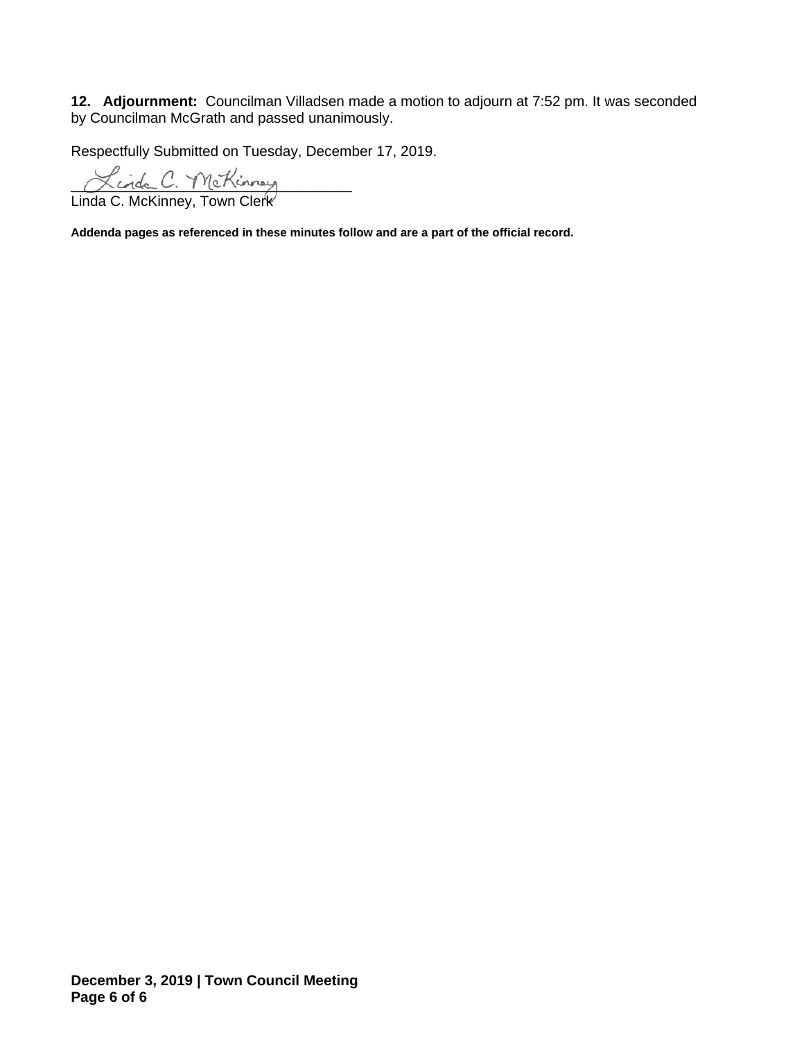**12. Adjournment:** Councilman Villadsen made a motion to adjourn at 7:52 pm. It was seconded by Councilman McGrath and passed unanimously.

Respectfully Submitted on Tuesday, December 17, 2019.

Linda C. McKinney

Linda C. McKinney, Town Clerk

**Addenda pages as referenced in these minutes follow and are a part of the official record.**